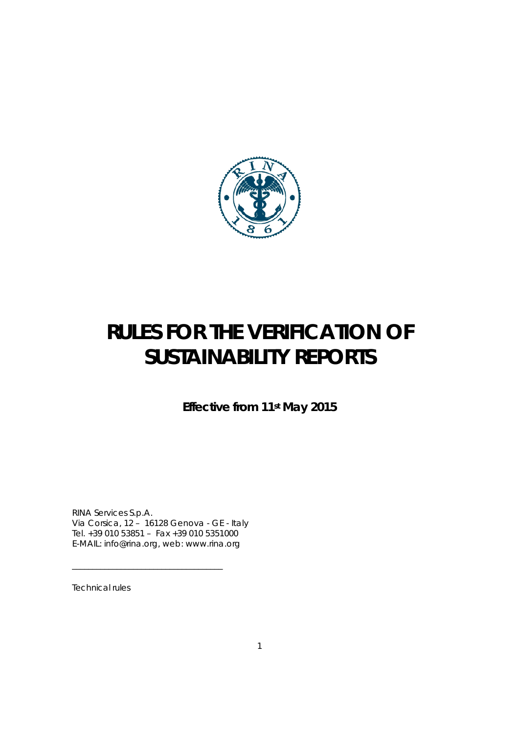# RULES FOR THE VERIFICATION OF SUSTAINABILITY REPORTS

**Effective from 11st May 2015**

RINA Services S.p.A.
Via Corsica, 12 – 16128 Genova - GE - Italy
Tel. +39 010 53851 – Fax +39 010 5351000
E-MAIL: info@rina.org, web: www.rina.org

---

Technical rules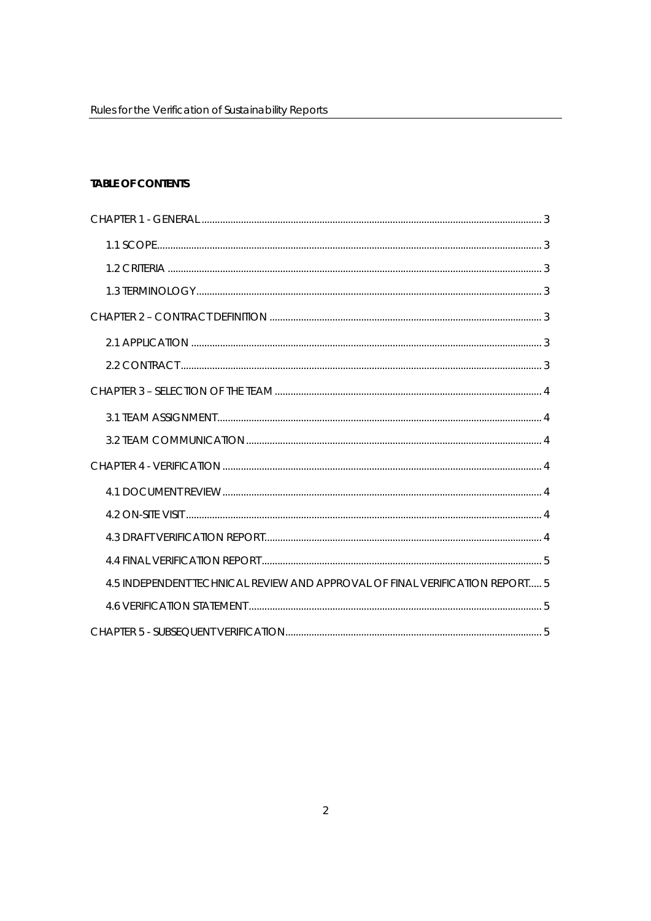**TABLE OF CONTENTS**

CHAPTER 1 - GENERAL ........ 3

- 1.1 SCOPE ........ 3
- 1.2 CRITERIA ........ 3
- 1.3 TERMINOLOGY ........ 3

CHAPTER 2 – CONTRACT DEFINITION ........ 3

- 2.1 APPLICATION ........ 3
- 2.2 CONTRACT ........ 3

CHAPTER 3 – SELECTION OF THE TEAM ........ 4

- 3.1 TEAM ASSIGNMENT ........ 4
- 3.2 TEAM COMMUNICATION ........ 4

CHAPTER 4 - VERIFICATION ........ 4

- 4.1 DOCUMENT REVIEW ........ 4
- 4.2 ON-SITE VISIT ........ 4
- 4.3 DRAFT VERIFICATION REPORT ........ 4
- 4.4 FINAL VERIFICATION REPORT ........ 5
- 4.5 INDEPENDENT TECHNICAL REVIEW AND APPROVAL OF FINAL VERIFICATION REPORT ........ 5
- 4.6 VERIFICATION STATEMENT ........ 5

CHAPTER 5 - SUBSEQUENT VERIFICATION ........ 5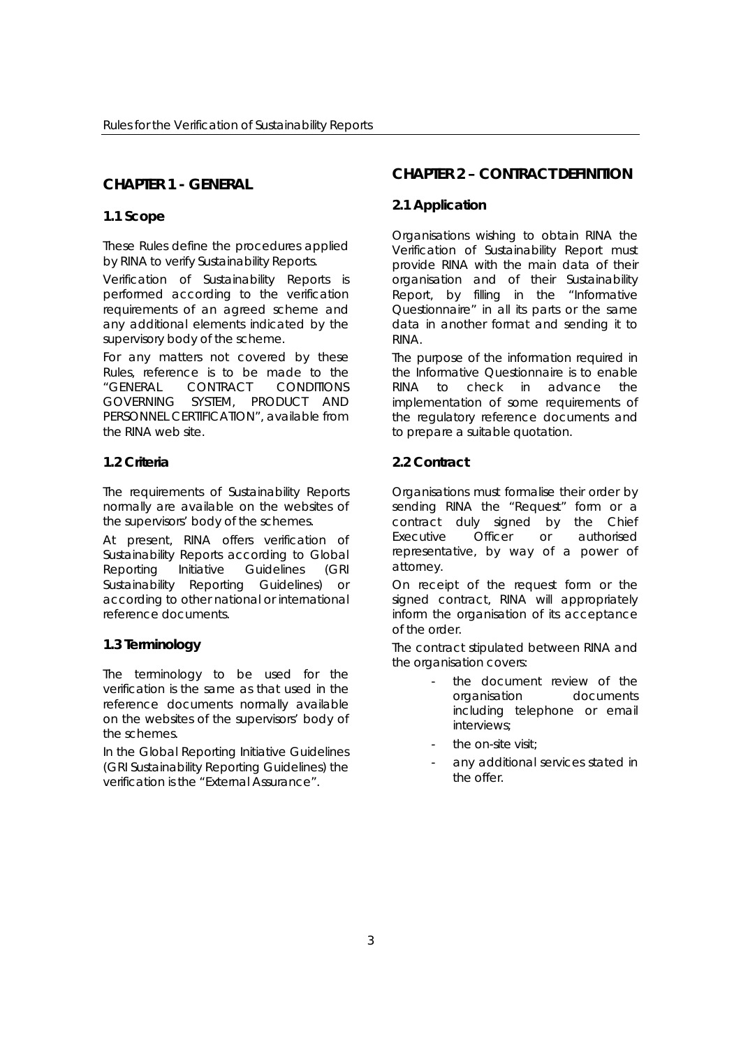## CHAPTER 1 - GENERAL

### 1.1 Scope

These Rules define the procedures applied by RINA to verify Sustainability Reports.

Verification of Sustainability Reports is performed according to the verification requirements of an agreed scheme and any additional elements indicated by the supervisory body of the scheme.

For any matters not covered by these Rules, reference is to be made to the "GENERAL CONTRACT CONDITIONS GOVERNING SYSTEM, PRODUCT AND PERSONNEL CERTIFICATION", available from the RINA web site.

### 1.2 Criteria

The requirements of Sustainability Reports normally are available on the websites of the supervisors' body of the schemes.

At present, RINA offers verification of Sustainability Reports according to Global Reporting Initiative Guidelines (GRI Sustainability Reporting Guidelines) or according to other national or international reference documents.

### 1.3 Terminology

The terminology to be used for the verification is the same as that used in the reference documents normally available on the websites of the supervisors' body of the schemes.

In the Global Reporting Initiative Guidelines (GRI Sustainability Reporting Guidelines) the verification is the "External Assurance".

## CHAPTER 2 – CONTRACT DEFINITION

### 2.1 Application

Organisations wishing to obtain RINA the Verification of Sustainability Report must provide RINA with the main data of their organisation and of their Sustainability Report, by filling in the "Informative Questionnaire" in all its parts or the same data in another format and sending it to RINA.

The purpose of the information required in the Informative Questionnaire is to enable RINA to check in advance the implementation of some requirements of the regulatory reference documents and to prepare a suitable quotation.

### 2.2 Contract

Organisations must formalise their order by sending RINA the "Request" form or a contract duly signed by the Chief Executive Officer or authorised representative, by way of a power of attorney.

On receipt of the request form or the signed contract, RINA will appropriately inform the organisation of its acceptance of the order.

The contract stipulated between RINA and the organisation covers:

- the document review of the organisation documents including telephone or email interviews;
- the on-site visit;
- any additional services stated in the offer.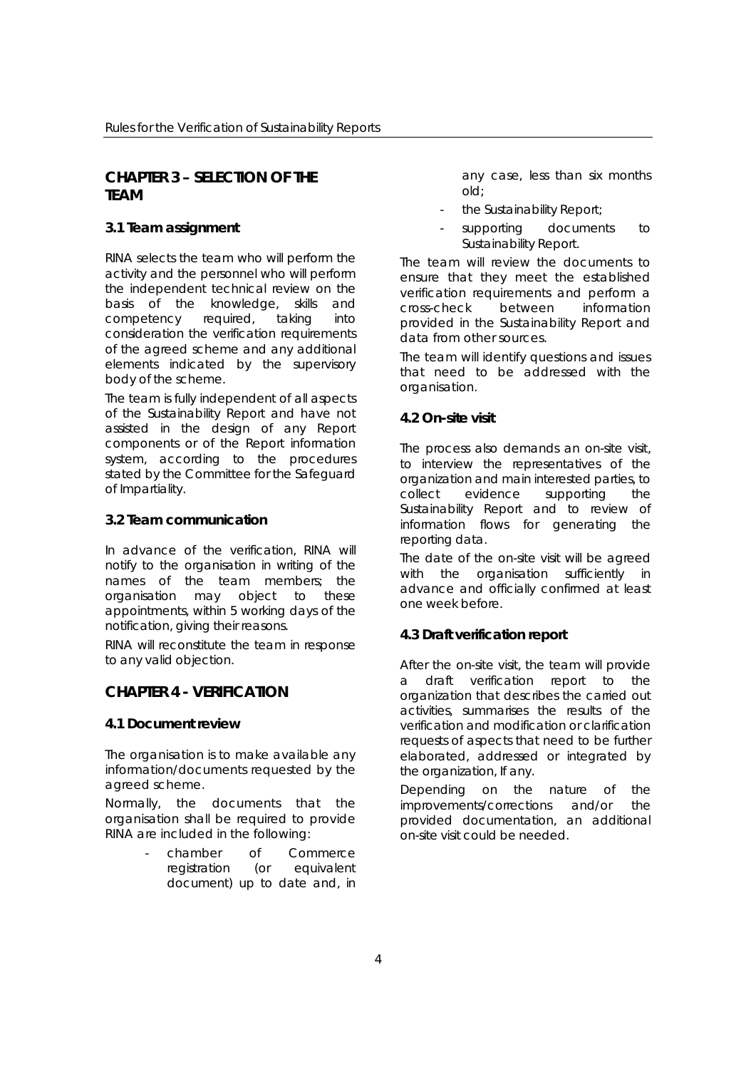## CHAPTER 3 – SELECTION OF THE TEAM

### 3.1 Team assignment

RINA selects the team who will perform the activity and the personnel who will perform the independent technical review on the basis of the knowledge, skills and competency required, taking into consideration the verification requirements of the agreed scheme and any additional elements indicated by the supervisory body of the scheme.

The team is fully independent of all aspects of the Sustainability Report and have not assisted in the design of any Report components or of the Report information system, according to the procedures stated by the Committee for the Safeguard of Impartiality.

### 3.2 Team communication

In advance of the verification, RINA will notify to the organisation in writing of the names of the team members; the organisation may object to these appointments, within 5 working days of the notification, giving their reasons.

RINA will reconstitute the team in response to any valid objection.

## CHAPTER 4 - VERIFICATION

### 4.1 Document review

The organisation is to make available any information/documents requested by the agreed scheme.

Normally, the documents that the organisation shall be required to provide RINA are included in the following:

- chamber of Commerce registration (or equivalent document) up to date and, in any case, less than six months old;
- the Sustainability Report;
- supporting documents to Sustainability Report.

The team will review the documents to ensure that they meet the established verification requirements and perform a cross-check between information provided in the Sustainability Report and data from other sources.

The team will identify questions and issues that need to be addressed with the organisation.

### 4.2 On-site visit

The process also demands an on-site visit, to interview the representatives of the organization and main interested parties, to collect evidence supporting the Sustainability Report and to review of information flows for generating the reporting data.

The date of the on-site visit will be agreed with the organisation sufficiently in advance and officially confirmed at least one week before.

### 4.3 Draft verification report

After the on-site visit, the team will provide a draft verification report to the organization that describes the carried out activities, summarises the results of the verification and modification or clarification requests of aspects that need to be further elaborated, addressed or integrated by the organization, If any.

Depending on the nature of the improvements/corrections and/or the provided documentation, an additional on-site visit could be needed.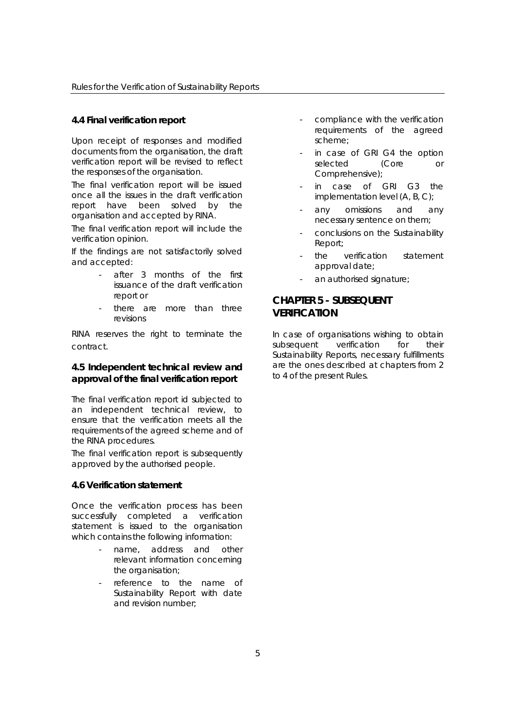## 4.4 Final verification report

Upon receipt of responses and modified documents from the organisation, the draft verification report will be revised to reflect the responses of the organisation.

The final verification report will be issued once all the issues in the draft verification report have been solved by the organisation and accepted by RINA.

The final verification report will include the verification opinion.

If the findings are not satisfactorily solved and accepted:

- after 3 months of the first issuance of the draft verification report or
- there are more than three revisions

RINA reserves the right to terminate the contract.

## 4.5 Independent technical review and approval of the final verification report

The final verification report id subjected to an independent technical review, to ensure that the verification meets all the requirements of the agreed scheme and of the RINA procedures.

The final verification report is subsequently approved by the authorised people.

## 4.6 Verification statement

Once the verification process has been successfully completed a verification statement is issued to the organisation which contains the following information:

- name, address and other relevant information concerning the organisation;
- reference to the name of Sustainability Report with date and revision number;
- compliance with the verification requirements of the agreed scheme;
- in case of GRI G4 the option selected (Core or Comprehensive);
- in case of GRI G3 the implementation level (A, B, C);
- any omissions and any necessary sentence on them;
- conclusions on the Sustainability Report;
- the verification statement approval date;
- an authorised signature;

# CHAPTER 5 - SUBSEQUENT VERIFICATION

In case of organisations wishing to obtain subsequent verification for their Sustainability Reports, necessary fulfillments are the ones described at chapters from 2 to 4 of the present Rules.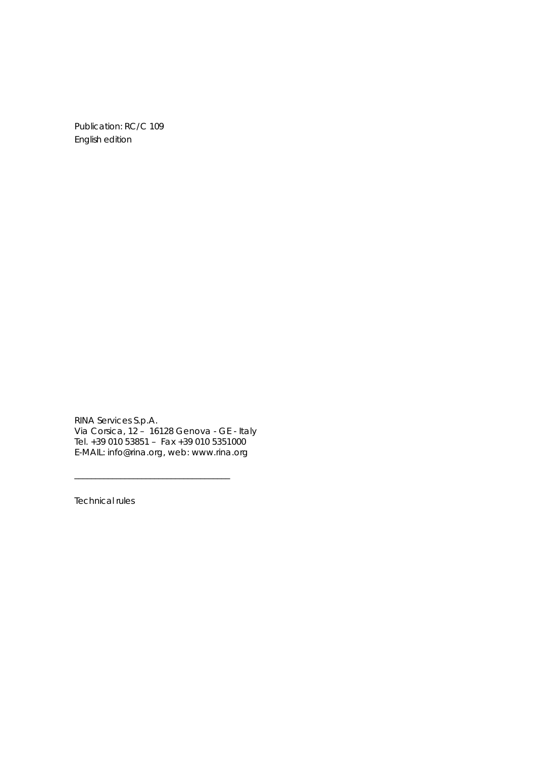Publication: RC/C 109
English edition

RINA Services S.p.A.
Via Corsica, 12 – 16128 Genova - GE - Italy
Tel. +39 010 53851 – Fax +39 010 5351000
E-MAIL: info@rina.org, web: www.rina.org

---

Technical rules